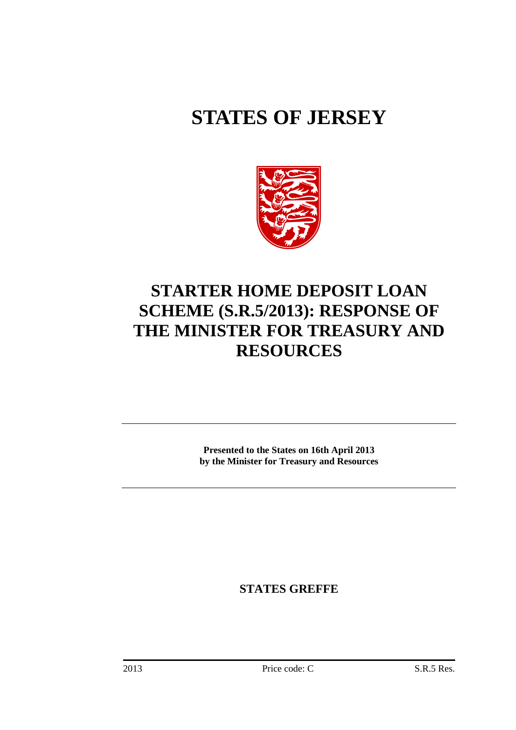# STATES OF JERSEY

## STARTER HOME DEPOSIT LOAN SCHEME (S.R.5/2013): RESPONSE OF THE MINISTER FOR TREASURY AND RESOURCES

---

**Presented to the States on 16th April 2013**
**by the Minister for Treasury and Resources**

---

**STATES GREFFE**

2013 Price code: C S.R.5 Res.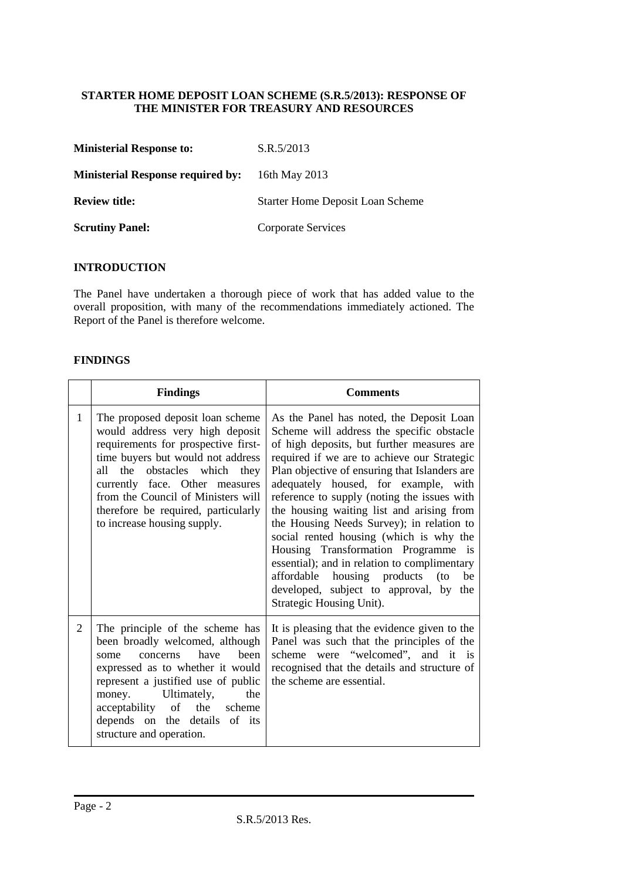**STARTER HOME DEPOSIT LOAN SCHEME (S.R.5/2013): RESPONSE OF THE MINISTER FOR TREASURY AND RESOURCES**

| | |
|---|---|
| **Ministerial Response to:** | S.R.5/2013 |
| **Ministerial Response required by:** | 16th May 2013 |
| **Review title:** | Starter Home Deposit Loan Scheme |
| **Scrutiny Panel:** | Corporate Services |

## INTRODUCTION

The Panel have undertaken a thorough piece of work that has added value to the overall proposition, with many of the recommendations immediately actioned. The Report of the Panel is therefore welcome.

## FINDINGS

| | Findings | Comments |
|---|---|---|
| 1 | The proposed deposit loan scheme would address very high deposit requirements for prospective first-time buyers but would not address all the obstacles which they currently face. Other measures from the Council of Ministers will therefore be required, particularly to increase housing supply. | As the Panel has noted, the Deposit Loan Scheme will address the specific obstacle of high deposits, but further measures are required if we are to achieve our Strategic Plan objective of ensuring that Islanders are adequately housed, for example, with reference to supply (noting the issues with the housing waiting list and arising from the Housing Needs Survey); in relation to social rented housing (which is why the Housing Transformation Programme is essential); and in relation to complimentary affordable housing products (to be developed, subject to approval, by the Strategic Housing Unit). |
| 2 | The principle of the scheme has been broadly welcomed, although some concerns have been expressed as to whether it would represent a justified use of public money. Ultimately, the acceptability of the scheme depends on the details of its structure and operation. | It is pleasing that the evidence given to the Panel was such that the principles of the scheme were "welcomed", and it is recognised that the details and structure of the scheme are essential. |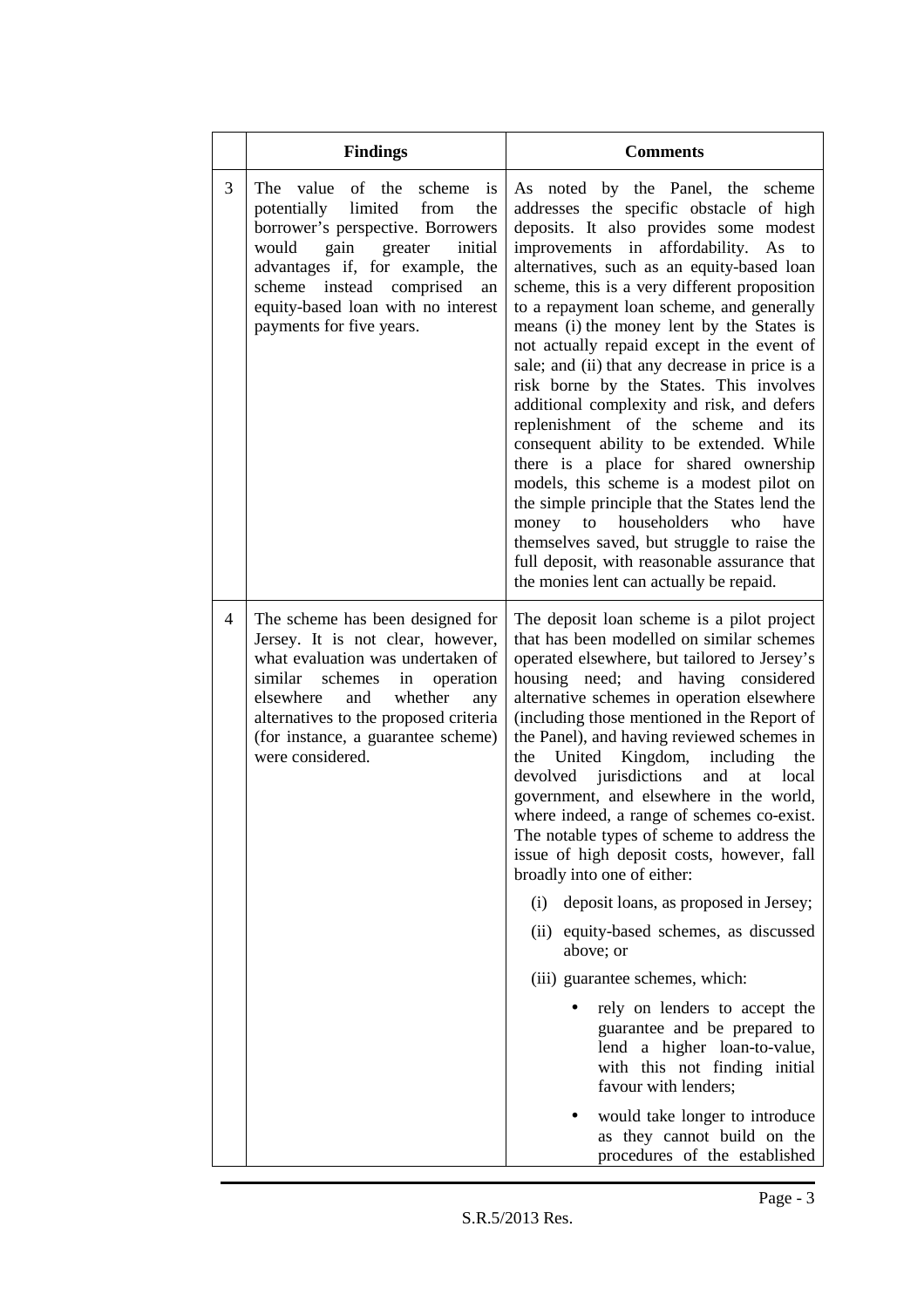|  | **Findings** | **Comments** |
|---|---|---|
| 3 | The value of the scheme is potentially limited from the borrower's perspective. Borrowers would gain greater initial advantages if, for example, the scheme instead comprised an equity-based loan with no interest payments for five years. | As noted by the Panel, the scheme addresses the specific obstacle of high deposits. It also provides some modest improvements in affordability. As to alternatives, such as an equity-based loan scheme, this is a very different proposition to a repayment loan scheme, and generally means (i) the money lent by the States is not actually repaid except in the event of sale; and (ii) that any decrease in price is a risk borne by the States. This involves additional complexity and risk, and defers replenishment of the scheme and its consequent ability to be extended. While there is a place for shared ownership models, this scheme is a modest pilot on the simple principle that the States lend the money to householders who have themselves saved, but struggle to raise the full deposit, with reasonable assurance that the monies lent can actually be repaid. |
| 4 | The scheme has been designed for Jersey. It is not clear, however, what evaluation was undertaken of similar schemes in operation elsewhere and whether any alternatives to the proposed criteria (for instance, a guarantee scheme) were considered. | The deposit loan scheme is a pilot project that has been modelled on similar schemes operated elsewhere, but tailored to Jersey's housing need; and having considered alternative schemes in operation elsewhere (including those mentioned in the Report of the Panel), and having reviewed schemes in the United Kingdom, including the devolved jurisdictions and at local government, and elsewhere in the world, where indeed, a range of schemes co-exist. The notable types of scheme to address the issue of high deposit costs, however, fall broadly into one of either:<br><br>(i) deposit loans, as proposed in Jersey;<br><br>(ii) equity-based schemes, as discussed above; or<br><br>(iii) guarantee schemes, which:<br><br>• rely on lenders to accept the guarantee and be prepared to lend a higher loan-to-value, with this not finding initial favour with lenders;<br><br>• would take longer to introduce as they cannot build on the procedures of the established |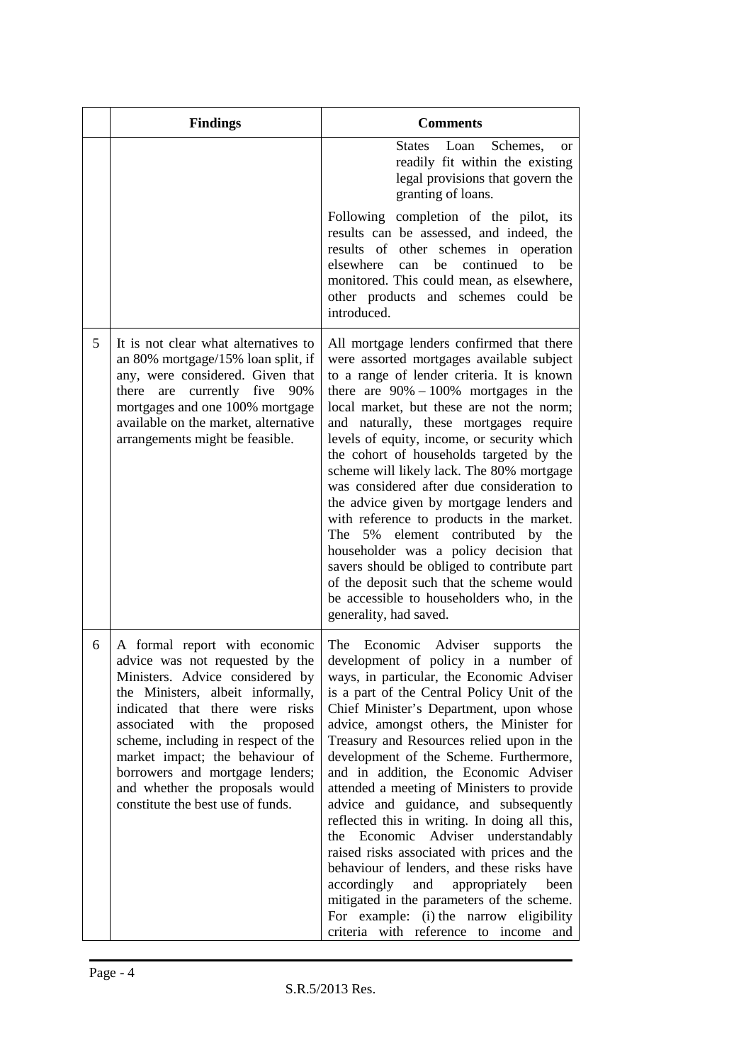|  | Findings | Comments |
| --- | --- | --- |
|  |  | States Loan Schemes, or readily fit within the existing legal provisions that govern the granting of loans.<br><br>Following completion of the pilot, its results can be assessed, and indeed, the results of other schemes in operation elsewhere can be continued to be monitored. This could mean, as elsewhere, other products and schemes could be introduced. |
| 5 | It is not clear what alternatives to an 80% mortgage/15% loan split, if any, were considered. Given that there are currently five 90% mortgages and one 100% mortgage available on the market, alternative arrangements might be feasible. | All mortgage lenders confirmed that there were assorted mortgages available subject to a range of lender criteria. It is known there are 90% – 100% mortgages in the local market, but these are not the norm; and naturally, these mortgages require levels of equity, income, or security which the cohort of households targeted by the scheme will likely lack. The 80% mortgage was considered after due consideration to the advice given by mortgage lenders and with reference to products in the market. The 5% element contributed by the householder was a policy decision that savers should be obliged to contribute part of the deposit such that the scheme would be accessible to householders who, in the generality, had saved. |
| 6 | A formal report with economic advice was not requested by the Ministers. Advice considered by the Ministers, albeit informally, indicated that there were risks associated with the proposed scheme, including in respect of the market impact; the behaviour of borrowers and mortgage lenders; and whether the proposals would constitute the best use of funds. | The Economic Adviser supports the development of policy in a number of ways, in particular, the Economic Adviser is a part of the Central Policy Unit of the Chief Minister's Department, upon whose advice, amongst others, the Minister for Treasury and Resources relied upon in the development of the Scheme. Furthermore, and in addition, the Economic Adviser attended a meeting of Ministers to provide advice and guidance, and subsequently reflected this in writing. In doing all this, the Economic Adviser understandably raised risks associated with prices and the behaviour of lenders, and these risks have accordingly and appropriately been mitigated in the parameters of the scheme. For example: (i) the narrow eligibility criteria with reference to income and |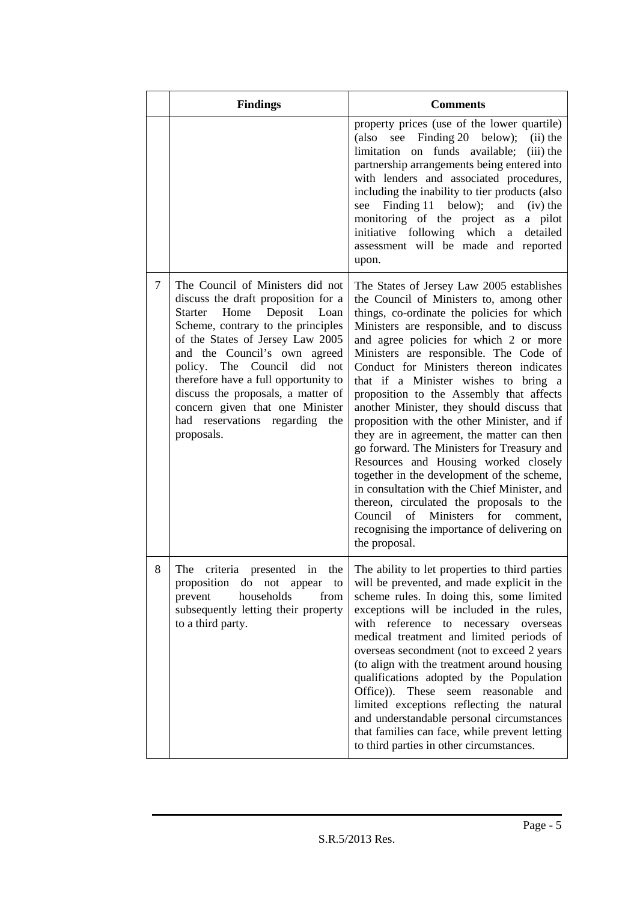| | Findings | Comments |
|---|---|---|
| | | property prices (use of the lower quartile) (also see Finding 20 below); (ii) the limitation on funds available; (iii) the partnership arrangements being entered into with lenders and associated procedures, including the inability to tier products (also see Finding 11 below); and (iv) the monitoring of the project as a pilot initiative following which a detailed assessment will be made and reported upon. |
| 7 | The Council of Ministers did not discuss the draft proposition for a Starter Home Deposit Loan Scheme, contrary to the principles of the States of Jersey Law 2005 and the Council's own agreed policy. The Council did not therefore have a full opportunity to discuss the proposals, a matter of concern given that one Minister had reservations regarding the proposals. | The States of Jersey Law 2005 establishes the Council of Ministers to, among other things, co-ordinate the policies for which Ministers are responsible, and to discuss and agree policies for which 2 or more Ministers are responsible. The Code of Conduct for Ministers thereon indicates that if a Minister wishes to bring a proposition to the Assembly that affects another Minister, they should discuss that proposition with the other Minister, and if they are in agreement, the matter can then go forward. The Ministers for Treasury and Resources and Housing worked closely together in the development of the scheme, in consultation with the Chief Minister, and thereon, circulated the proposals to the Council of Ministers for comment, recognising the importance of delivering on the proposal. |
| 8 | The criteria presented in the proposition do not appear to prevent households from subsequently letting their property to a third party. | The ability to let properties to third parties will be prevented, and made explicit in the scheme rules. In doing this, some limited exceptions will be included in the rules, with reference to necessary overseas medical treatment and limited periods of overseas secondment (not to exceed 2 years (to align with the treatment around housing qualifications adopted by the Population Office)). These seem reasonable and limited exceptions reflecting the natural and understandable personal circumstances that families can face, while prevent letting to third parties in other circumstances. |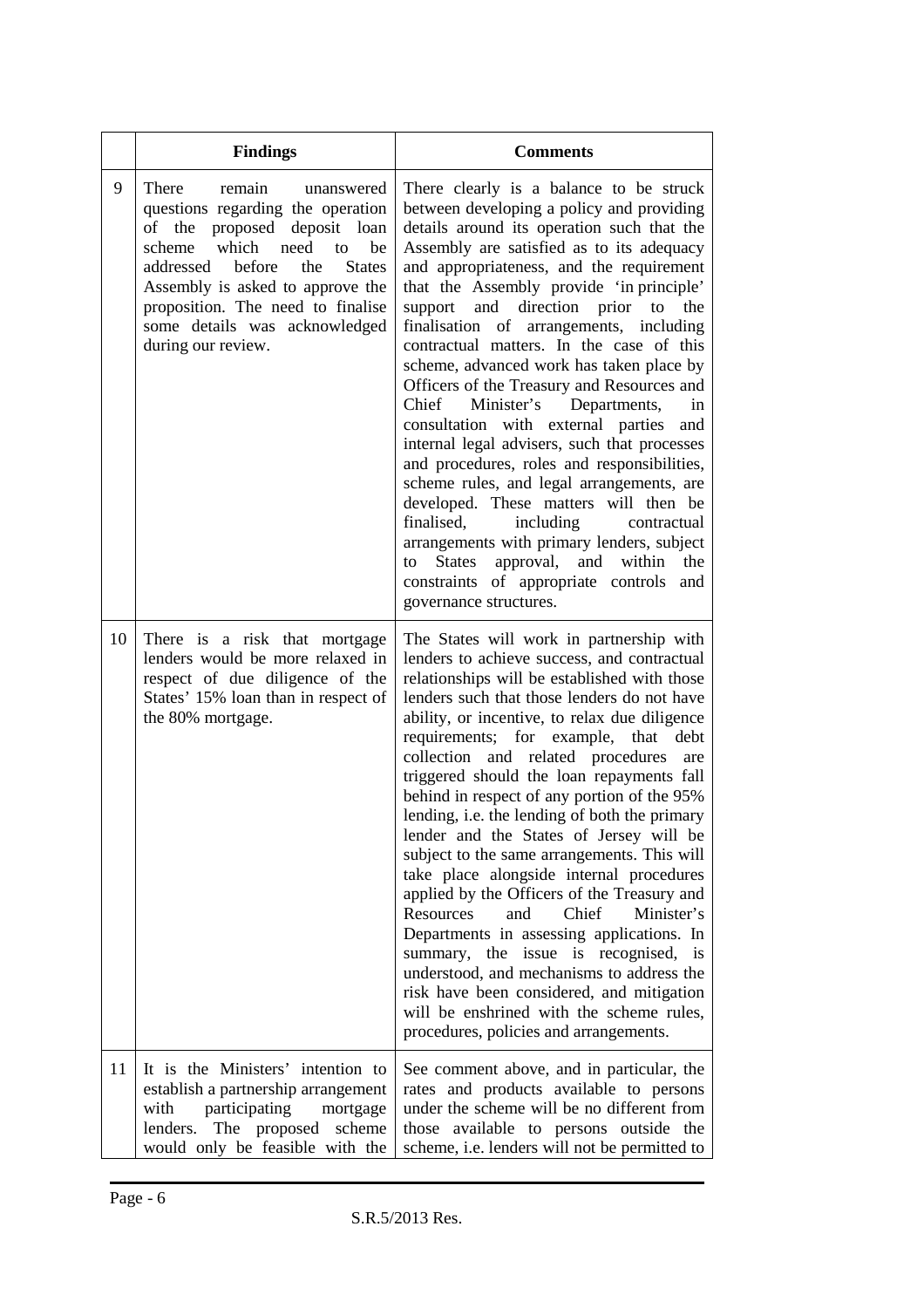|  | Findings | Comments |
|---|---|---|
| 9 | There remain unanswered questions regarding the operation of the proposed deposit loan scheme which need to be addressed before the States Assembly is asked to approve the proposition. The need to finalise some details was acknowledged during our review. | There clearly is a balance to be struck between developing a policy and providing details around its operation such that the Assembly are satisfied as to its adequacy and appropriateness, and the requirement that the Assembly provide 'in principle' support and direction prior to the finalisation of arrangements, including contractual matters. In the case of this scheme, advanced work has taken place by Officers of the Treasury and Resources and Chief Minister's Departments, in consultation with external parties and internal legal advisers, such that processes and procedures, roles and responsibilities, scheme rules, and legal arrangements, are developed. These matters will then be finalised, including contractual arrangements with primary lenders, subject to States approval, and within the constraints of appropriate controls and governance structures. |
| 10 | There is a risk that mortgage lenders would be more relaxed in respect of due diligence of the States' 15% loan than in respect of the 80% mortgage. | The States will work in partnership with lenders to achieve success, and contractual relationships will be established with those lenders such that those lenders do not have ability, or incentive, to relax due diligence requirements; for example, that debt collection and related procedures are triggered should the loan repayments fall behind in respect of any portion of the 95% lending, i.e. the lending of both the primary lender and the States of Jersey will be subject to the same arrangements. This will take place alongside internal procedures applied by the Officers of the Treasury and Resources and Chief Minister's Departments in assessing applications. In summary, the issue is recognised, is understood, and mechanisms to address the risk have been considered, and mitigation will be enshrined with the scheme rules, procedures, policies and arrangements. |
| 11 | It is the Ministers' intention to establish a partnership arrangement with participating mortgage lenders. The proposed scheme would only be feasible with the | See comment above, and in particular, the rates and products available to persons under the scheme will be no different from those available to persons outside the scheme, i.e. lenders will not be permitted to |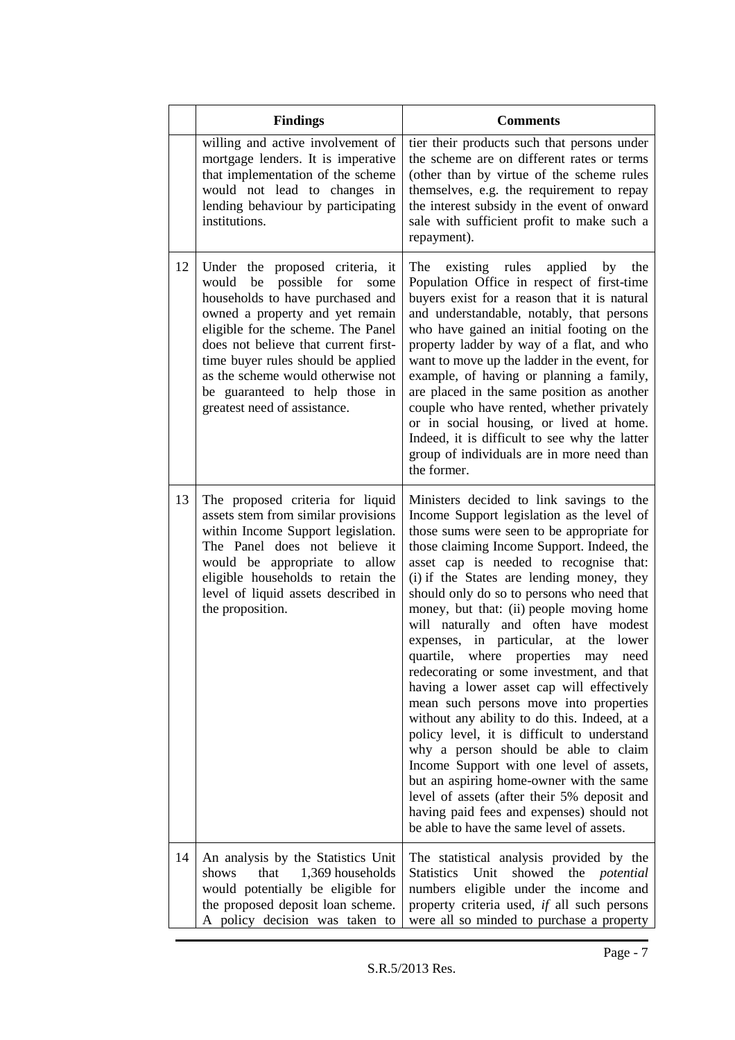| | Findings | Comments |
|---|---|---|
| | willing and active involvement of mortgage lenders. It is imperative that implementation of the scheme would not lead to changes in lending behaviour by participating institutions. | tier their products such that persons under the scheme are on different rates or terms (other than by virtue of the scheme rules themselves, e.g. the requirement to repay the interest subsidy in the event of onward sale with sufficient profit to make such a repayment). |
| 12 | Under the proposed criteria, it would be possible for some households to have purchased and owned a property and yet remain eligible for the scheme. The Panel does not believe that current first-time buyer rules should be applied as the scheme would otherwise not be guaranteed to help those in greatest need of assistance. | The existing rules applied by the Population Office in respect of first-time buyers exist for a reason that it is natural and understandable, notably, that persons who have gained an initial footing on the property ladder by way of a flat, and who want to move up the ladder in the event, for example, of having or planning a family, are placed in the same position as another couple who have rented, whether privately or in social housing, or lived at home. Indeed, it is difficult to see why the latter group of individuals are in more need than the former. |
| 13 | The proposed criteria for liquid assets stem from similar provisions within Income Support legislation. The Panel does not believe it would be appropriate to allow eligible households to retain the level of liquid assets described in the proposition. | Ministers decided to link savings to the Income Support legislation as the level of those sums were seen to be appropriate for those claiming Income Support. Indeed, the asset cap is needed to recognise that: (i) if the States are lending money, they should only do so to persons who need that money, but that: (ii) people moving home will naturally and often have modest expenses, in particular, at the lower quartile, where properties may need redecorating or some investment, and that having a lower asset cap will effectively mean such persons move into properties without any ability to do this. Indeed, at a policy level, it is difficult to understand why a person should be able to claim Income Support with one level of assets, but an aspiring home-owner with the same level of assets (after their 5% deposit and having paid fees and expenses) should not be able to have the same level of assets. |
| 14 | An analysis by the Statistics Unit shows that 1,369 households would potentially be eligible for the proposed deposit loan scheme. A policy decision was taken to | The statistical analysis provided by the Statistics Unit showed the *potential* numbers eligible under the income and property criteria used, *if* all such persons were all so minded to purchase a property |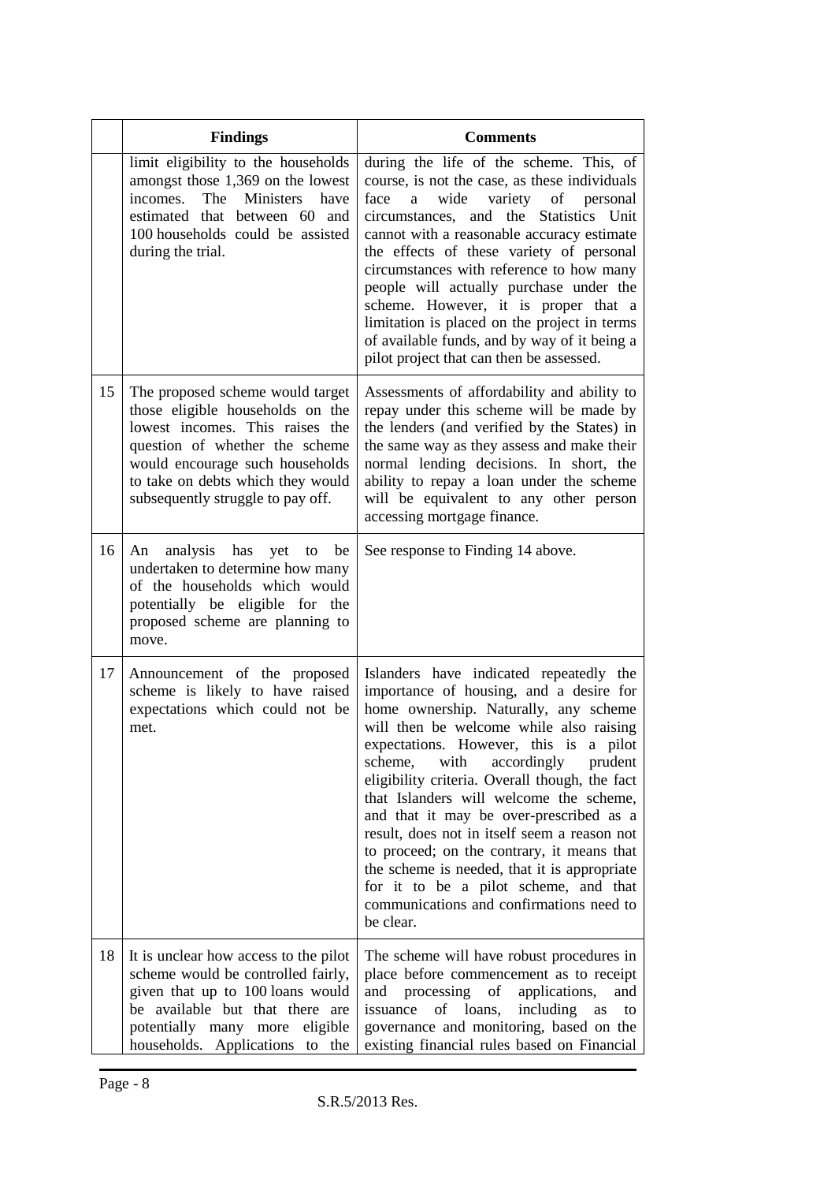| | Findings | Comments |
|---|---|---|
| | limit eligibility to the households amongst those 1,369 on the lowest incomes. The Ministers have estimated that between 60 and 100 households could be assisted during the trial. | during the life of the scheme. This, of course, is not the case, as these individuals face a wide variety of personal circumstances, and the Statistics Unit cannot with a reasonable accuracy estimate the effects of these variety of personal circumstances with reference to how many people will actually purchase under the scheme. However, it is proper that a limitation is placed on the project in terms of available funds, and by way of it being a pilot project that can then be assessed. |
| 15 | The proposed scheme would target those eligible households on the lowest incomes. This raises the question of whether the scheme would encourage such households to take on debts which they would subsequently struggle to pay off. | Assessments of affordability and ability to repay under this scheme will be made by the lenders (and verified by the States) in the same way as they assess and make their normal lending decisions. In short, the ability to repay a loan under the scheme will be equivalent to any other person accessing mortgage finance. |
| 16 | An analysis has yet to be undertaken to determine how many of the households which would potentially be eligible for the proposed scheme are planning to move. | See response to Finding 14 above. |
| 17 | Announcement of the proposed scheme is likely to have raised expectations which could not be met. | Islanders have indicated repeatedly the importance of housing, and a desire for home ownership. Naturally, any scheme will then be welcome while also raising expectations. However, this is a pilot scheme, with accordingly prudent eligibility criteria. Overall though, the fact that Islanders will welcome the scheme, and that it may be over-prescribed as a result, does not in itself seem a reason not to proceed; on the contrary, it means that the scheme is needed, that it is appropriate for it to be a pilot scheme, and that communications and confirmations need to be clear. |
| 18 | It is unclear how access to the pilot scheme would be controlled fairly, given that up to 100 loans would be available but that there are potentially many more eligible households. Applications to the | The scheme will have robust procedures in place before commencement as to receipt and processing of applications, and issuance of loans, including as to governance and monitoring, based on the existing financial rules based on Financial |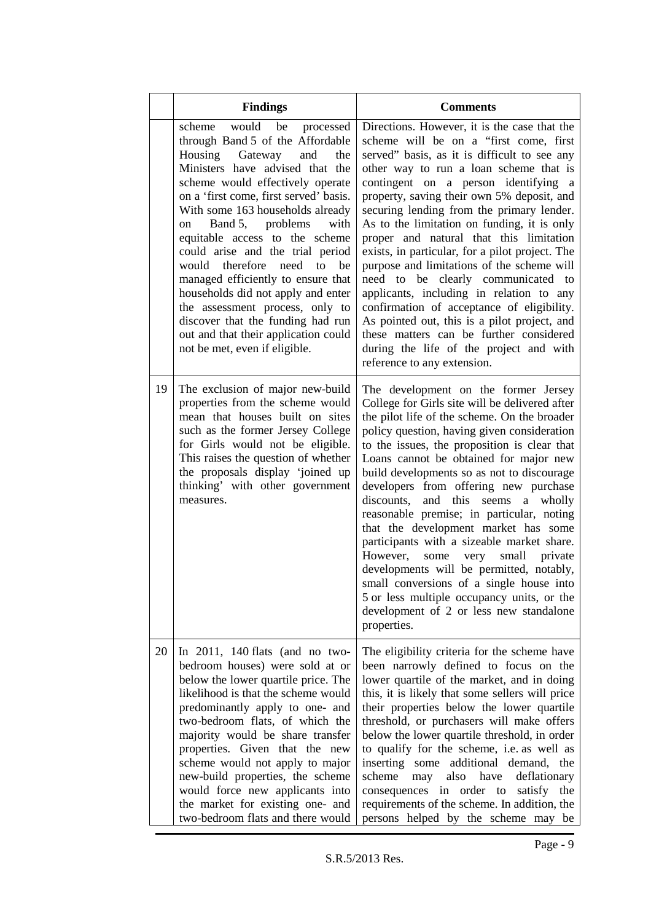|  | Findings | Comments |
|---|---|---|
|  | scheme would be processed through Band 5 of the Affordable Housing Gateway and the Ministers have advised that the scheme would effectively operate on a 'first come, first served' basis. With some 163 households already on Band 5, problems with equitable access to the scheme could arise and the trial period would therefore need to be managed efficiently to ensure that households did not apply and enter the assessment process, only to discover that the funding had run out and that their application could not be met, even if eligible. | Directions. However, it is the case that the scheme will be on a "first come, first served" basis, as it is difficult to see any other way to run a loan scheme that is contingent on a person identifying a property, saving their own 5% deposit, and securing lending from the primary lender. As to the limitation on funding, it is only proper and natural that this limitation exists, in particular, for a pilot project. The purpose and limitations of the scheme will need to be clearly communicated to applicants, including in relation to any confirmation of acceptance of eligibility. As pointed out, this is a pilot project, and these matters can be further considered during the life of the project and with reference to any extension. |
| 19 | The exclusion of major new-build properties from the scheme would mean that houses built on sites such as the former Jersey College for Girls would not be eligible. This raises the question of whether the proposals display 'joined up thinking' with other government measures. | The development on the former Jersey College for Girls site will be delivered after the pilot life of the scheme. On the broader policy question, having given consideration to the issues, the proposition is clear that Loans cannot be obtained for major new build developments so as not to discourage developers from offering new purchase discounts, and this seems a wholly reasonable premise; in particular, noting that the development market has some participants with a sizeable market share. However, some very small private developments will be permitted, notably, small conversions of a single house into 5 or less multiple occupancy units, or the development of 2 or less new standalone properties. |
| 20 | In 2011, 140 flats (and no two-bedroom houses) were sold at or below the lower quartile price. The likelihood is that the scheme would predominantly apply to one- and two-bedroom flats, of which the majority would be share transfer properties. Given that the new scheme would not apply to major new-build properties, the scheme would force new applicants into the market for existing one- and two-bedroom flats and there would | The eligibility criteria for the scheme have been narrowly defined to focus on the lower quartile of the market, and in doing this, it is likely that some sellers will price their properties below the lower quartile threshold, or purchasers will make offers below the lower quartile threshold, in order to qualify for the scheme, i.e. as well as inserting some additional demand, the scheme may also have deflationary consequences in order to satisfy the requirements of the scheme. In addition, the persons helped by the scheme may be |

S.R.5/2013 Res.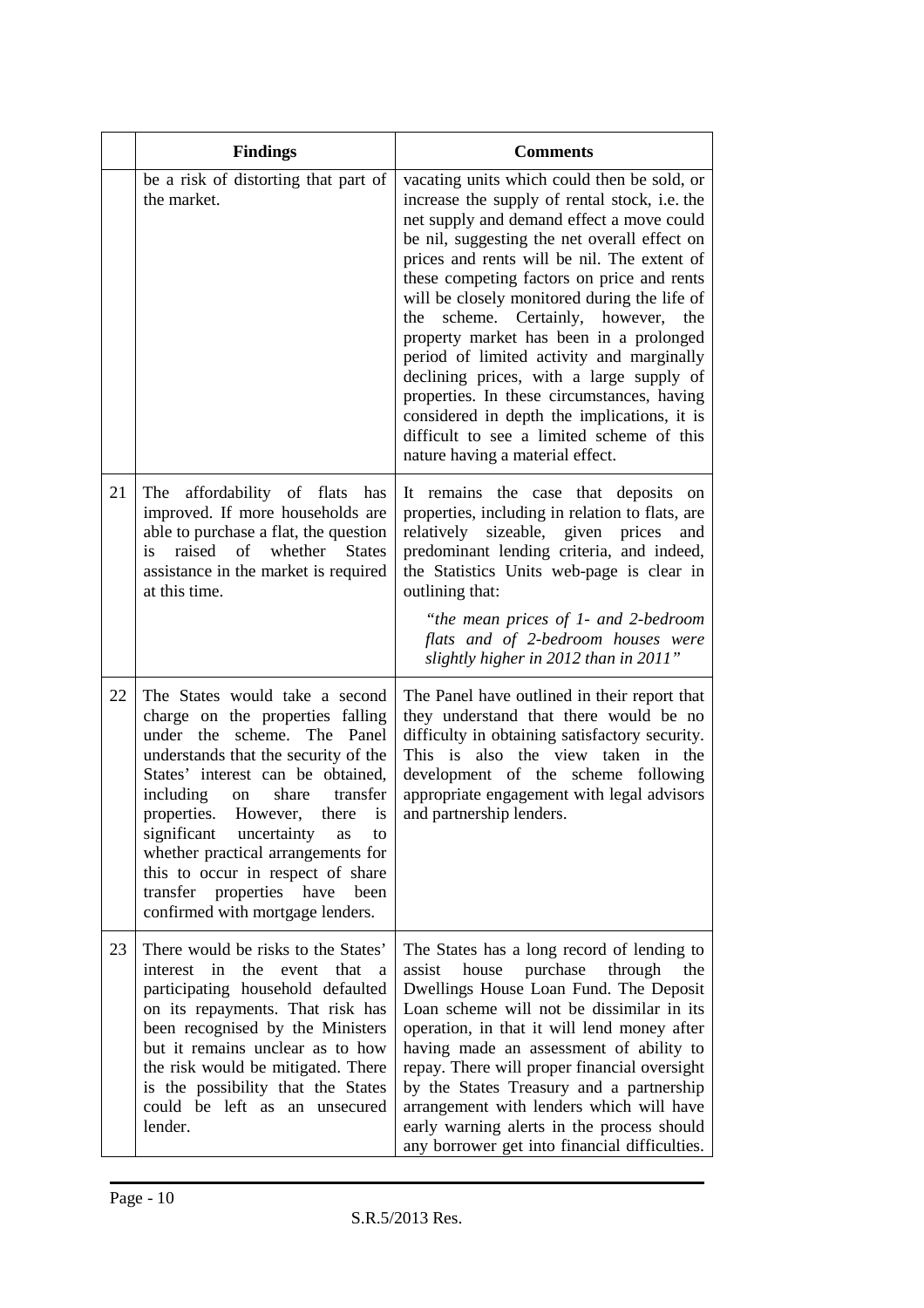| | Findings | Comments |
|---|---|---|
| | be a risk of distorting that part of the market. | vacating units which could then be sold, or increase the supply of rental stock, i.e. the net supply and demand effect a move could be nil, suggesting the net overall effect on prices and rents will be nil. The extent of these competing factors on price and rents will be closely monitored during the life of the scheme. Certainly, however, the property market has been in a prolonged period of limited activity and marginally declining prices, with a large supply of properties. In these circumstances, having considered in depth the implications, it is difficult to see a limited scheme of this nature having a material effect. |
| 21 | The affordability of flats has improved. If more households are able to purchase a flat, the question is raised of whether States assistance in the market is required at this time. | It remains the case that deposits on properties, including in relation to flats, are relatively sizeable, given prices and predominant lending criteria, and indeed, the Statistics Units web-page is clear in outlining that: *"the mean prices of 1- and 2-bedroom flats and of 2-bedroom houses were slightly higher in 2012 than in 2011"* |
| 22 | The States would take a second charge on the properties falling under the scheme. The Panel understands that the security of the States' interest can be obtained, including on share transfer properties. However, there is significant uncertainty as to whether practical arrangements for this to occur in respect of share transfer properties have been confirmed with mortgage lenders. | The Panel have outlined in their report that they understand that there would be no difficulty in obtaining satisfactory security. This is also the view taken in the development of the scheme following appropriate engagement with legal advisors and partnership lenders. |
| 23 | There would be risks to the States' interest in the event that a participating household defaulted on its repayments. That risk has been recognised by the Ministers but it remains unclear as to how the risk would be mitigated. There is the possibility that the States could be left as an unsecured lender. | The States has a long record of lending to assist house purchase through the Dwellings House Loan Fund. The Deposit Loan scheme will not be dissimilar in its operation, in that it will lend money after having made an assessment of ability to repay. There will proper financial oversight by the States Treasury and a partnership arrangement with lenders which will have early warning alerts in the process should any borrower get into financial difficulties. |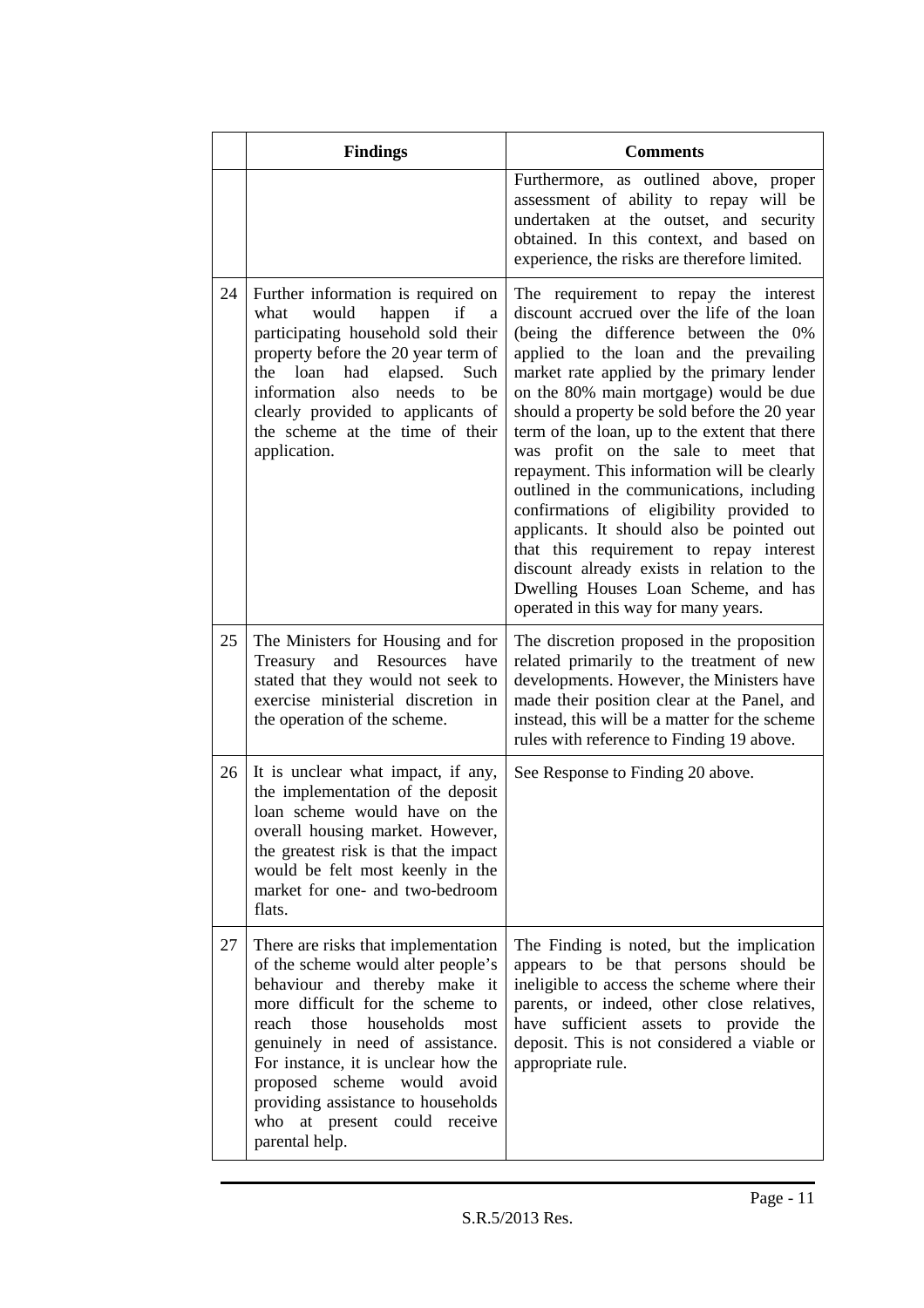| | Findings | Comments |
|---|---|---|
| | | Furthermore, as outlined above, proper assessment of ability to repay will be undertaken at the outset, and security obtained. In this context, and based on experience, the risks are therefore limited. |
| 24 | Further information is required on what would happen if a participating household sold their property before the 20 year term of the loan had elapsed. Such information also needs to be clearly provided to applicants of the scheme at the time of their application. | The requirement to repay the interest discount accrued over the life of the loan (being the difference between the 0% applied to the loan and the prevailing market rate applied by the primary lender on the 80% main mortgage) would be due should a property be sold before the 20 year term of the loan, up to the extent that there was profit on the sale to meet that repayment. This information will be clearly outlined in the communications, including confirmations of eligibility provided to applicants. It should also be pointed out that this requirement to repay interest discount already exists in relation to the Dwelling Houses Loan Scheme, and has operated in this way for many years. |
| 25 | The Ministers for Housing and for Treasury and Resources have stated that they would not seek to exercise ministerial discretion in the operation of the scheme. | The discretion proposed in the proposition related primarily to the treatment of new developments. However, the Ministers have made their position clear at the Panel, and instead, this will be a matter for the scheme rules with reference to Finding 19 above. |
| 26 | It is unclear what impact, if any, the implementation of the deposit loan scheme would have on the overall housing market. However, the greatest risk is that the impact would be felt most keenly in the market for one- and two-bedroom flats. | See Response to Finding 20 above. |
| 27 | There are risks that implementation of the scheme would alter people's behaviour and thereby make it more difficult for the scheme to reach those households most genuinely in need of assistance. For instance, it is unclear how the proposed scheme would avoid providing assistance to households who at present could receive parental help. | The Finding is noted, but the implication appears to be that persons should be ineligible to access the scheme where their parents, or indeed, other close relatives, have sufficient assets to provide the deposit. This is not considered a viable or appropriate rule. |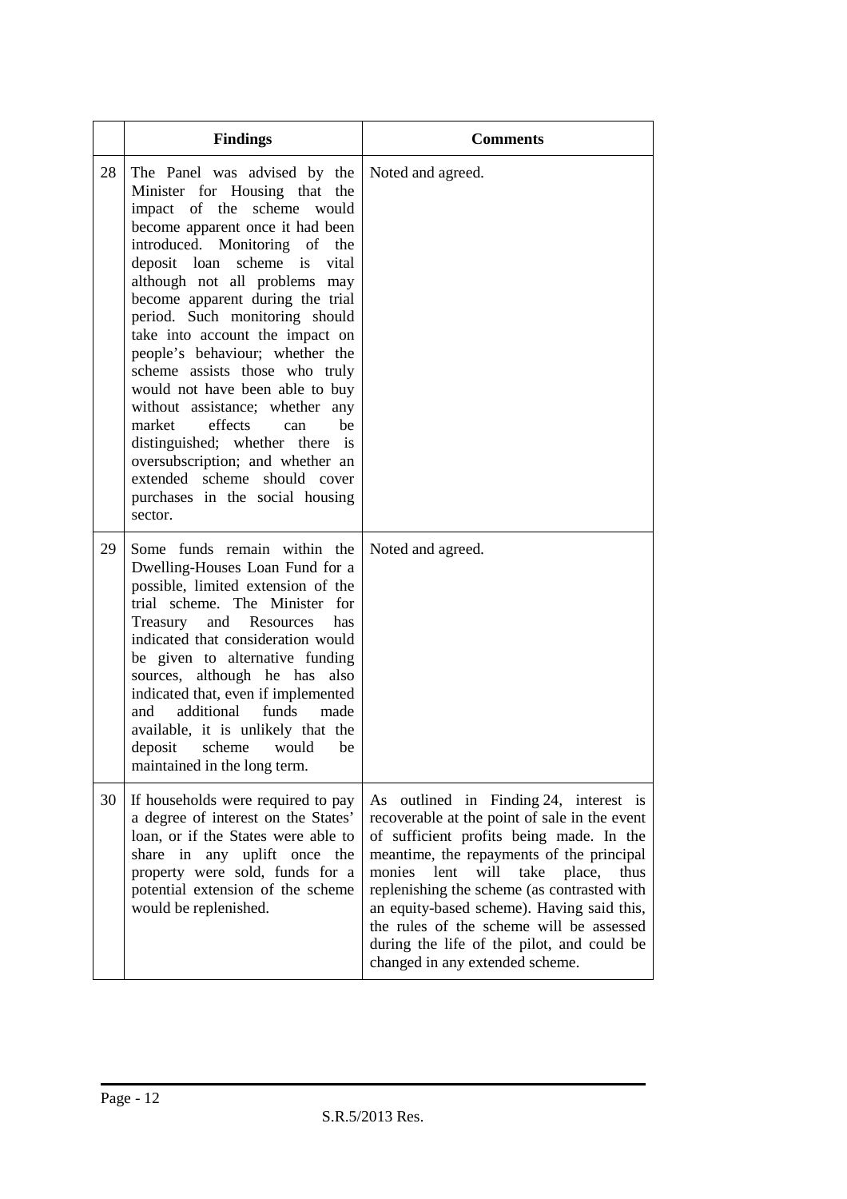| | Findings | Comments |
|---|---|---|
| 28 | The Panel was advised by the Minister for Housing that the impact of the scheme would become apparent once it had been introduced. Monitoring of the deposit loan scheme is vital although not all problems may become apparent during the trial period. Such monitoring should take into account the impact on people's behaviour; whether the scheme assists those who truly would not have been able to buy without assistance; whether any market effects can be distinguished; whether there is oversubscription; and whether an extended scheme should cover purchases in the social housing sector. | Noted and agreed. |
| 29 | Some funds remain within the Dwelling-Houses Loan Fund for a possible, limited extension of the trial scheme. The Minister for Treasury and Resources has indicated that consideration would be given to alternative funding sources, although he has also indicated that, even if implemented and additional funds made available, it is unlikely that the deposit scheme would be maintained in the long term. | Noted and agreed. |
| 30 | If households were required to pay a degree of interest on the States' loan, or if the States were able to share in any uplift once the property were sold, funds for a potential extension of the scheme would be replenished. | As outlined in Finding 24, interest is recoverable at the point of sale in the event of sufficient profits being made. In the meantime, the repayments of the principal monies lent will take place, thus replenishing the scheme (as contrasted with an equity-based scheme). Having said this, the rules of the scheme will be assessed during the life of the pilot, and could be changed in any extended scheme. |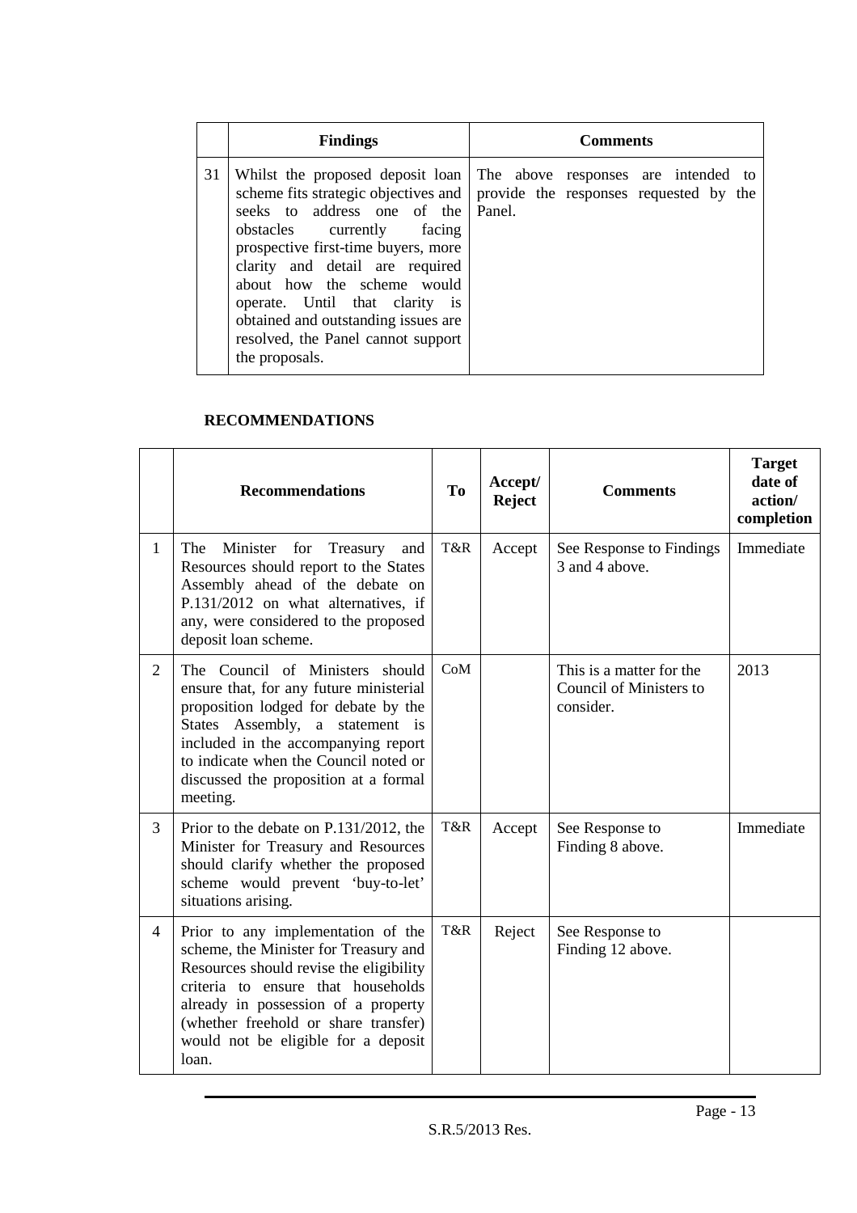| | Findings | Comments |
|---|---|---|
| 31 | Whilst the proposed deposit loan scheme fits strategic objectives and seeks to address one of the obstacles currently facing prospective first-time buyers, more clarity and detail are required about how the scheme would operate. Until that clarity is obtained and outstanding issues are resolved, the Panel cannot support the proposals. | The above responses are intended to provide the responses requested by the Panel. |

**RECOMMENDATIONS**

| | Recommendations | To | Accept/ Reject | Comments | Target date of action/ completion |
|---|---|---|---|---|---|
| 1 | The Minister for Treasury and Resources should report to the States Assembly ahead of the debate on P.131/2012 on what alternatives, if any, were considered to the proposed deposit loan scheme. | T&R | Accept | See Response to Findings 3 and 4 above. | Immediate |
| 2 | The Council of Ministers should ensure that, for any future ministerial proposition lodged for debate by the States Assembly, a statement is included in the accompanying report to indicate when the Council noted or discussed the proposition at a formal meeting. | CoM | | This is a matter for the Council of Ministers to consider. | 2013 |
| 3 | Prior to the debate on P.131/2012, the Minister for Treasury and Resources should clarify whether the proposed scheme would prevent 'buy-to-let' situations arising. | T&R | Accept | See Response to Finding 8 above. | Immediate |
| 4 | Prior to any implementation of the scheme, the Minister for Treasury and Resources should revise the eligibility criteria to ensure that households already in possession of a property (whether freehold or share transfer) would not be eligible for a deposit loan. | T&R | Reject | See Response to Finding 12 above. | |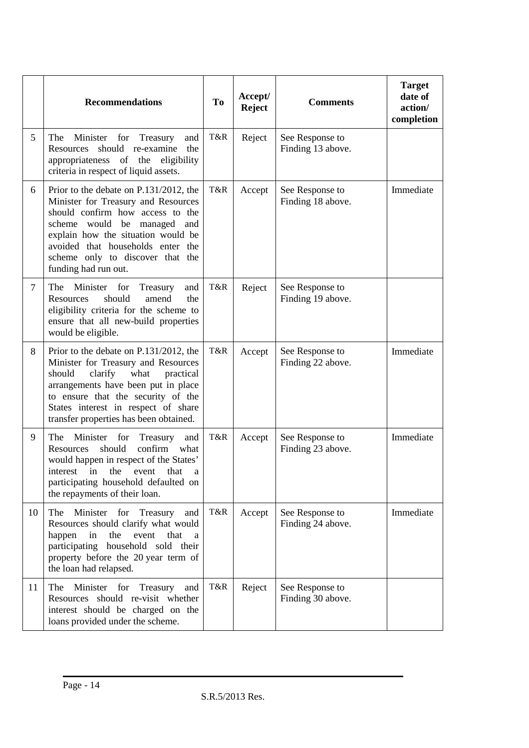|  | Recommendations | To | Accept/ Reject | Comments | Target date of action/ completion |
| --- | --- | --- | --- | --- | --- |
| 5 | The Minister for Treasury and Resources should re-examine the appropriateness of the eligibility criteria in respect of liquid assets. | T&R | Reject | See Response to Finding 13 above. |  |
| 6 | Prior to the debate on P.131/2012, the Minister for Treasury and Resources should confirm how access to the scheme would be managed and explain how the situation would be avoided that households enter the scheme only to discover that the funding had run out. | T&R | Accept | See Response to Finding 18 above. | Immediate |
| 7 | The Minister for Treasury and Resources should amend the eligibility criteria for the scheme to ensure that all new-build properties would be eligible. | T&R | Reject | See Response to Finding 19 above. |  |
| 8 | Prior to the debate on P.131/2012, the Minister for Treasury and Resources should clarify what practical arrangements have been put in place to ensure that the security of the States interest in respect of share transfer properties has been obtained. | T&R | Accept | See Response to Finding 22 above. | Immediate |
| 9 | The Minister for Treasury and Resources should confirm what would happen in respect of the States' interest in the event that a participating household defaulted on the repayments of their loan. | T&R | Accept | See Response to Finding 23 above. | Immediate |
| 10 | The Minister for Treasury and Resources should clarify what would happen in the event that a participating household sold their property before the 20 year term of the loan had relapsed. | T&R | Accept | See Response to Finding 24 above. | Immediate |
| 11 | The Minister for Treasury and Resources should re-visit whether interest should be charged on the loans provided under the scheme. | T&R | Reject | See Response to Finding 30 above. |  |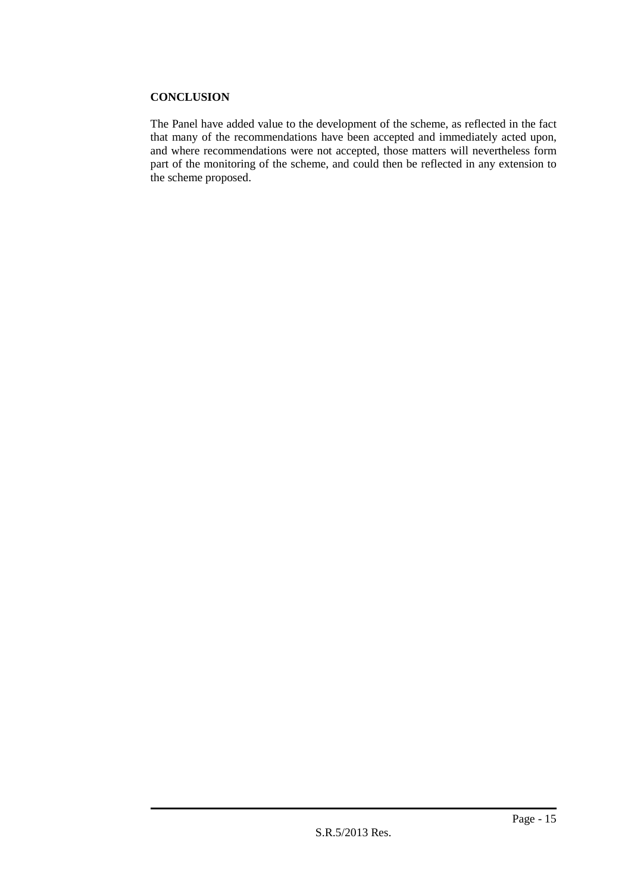## CONCLUSION

The Panel have added value to the development of the scheme, as reflected in the fact that many of the recommendations have been accepted and immediately acted upon, and where recommendations were not accepted, those matters will nevertheless form part of the monitoring of the scheme, and could then be reflected in any extension to the scheme proposed.